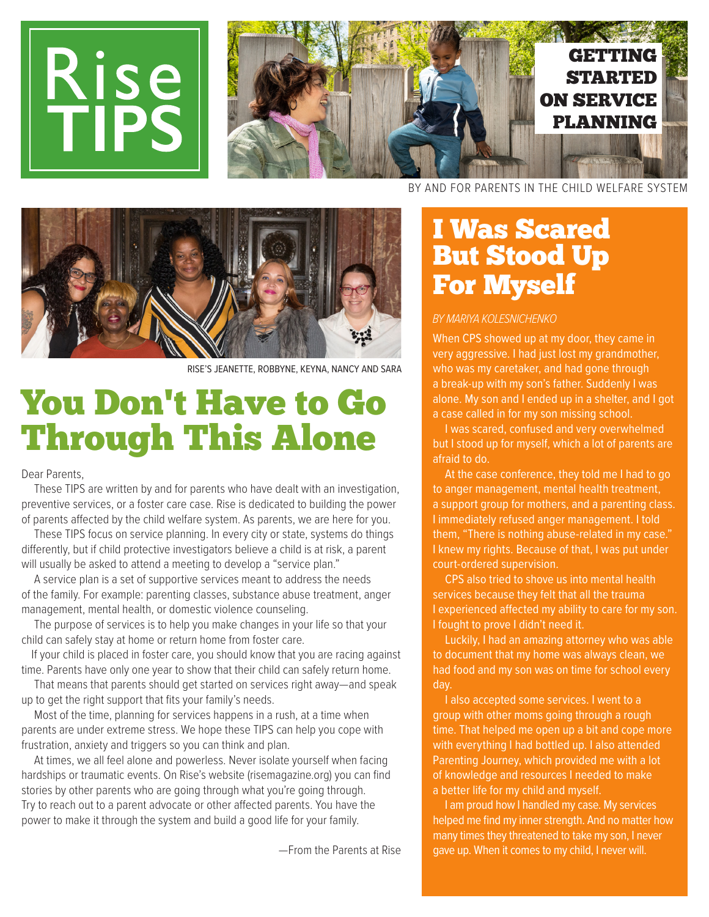# Rise TIPS

## GETTING STARTED ON SERVICE PLANNING

BY AND FOR PARENTS IN THE CHILD WELFARE SYSTEM

RISE'S JEANETTE, ROBBYNE, KEYNA, NANCY AND SARA

# You Don't Have to Go Through This Alone

Dear Parents,

These TIPS are written by and for parents who have dealt with an investigation, preventive services, or a foster care case. Rise is dedicated to building the power of parents affected by the child welfare system. As parents, we are here for you.

These TIPS focus on service planning. In every city or state, systems do things differently, but if child protective investigators believe a child is at risk, a parent will usually be asked to attend a meeting to develop a "service plan."

A service plan is a set of supportive services meant to address the needs of the family. For example: parenting classes, substance abuse treatment, anger management, mental health, or domestic violence counseling.

The purpose of services is to help you make changes in your life so that your child can safely stay at home or return home from foster care.

If your child is placed in foster care, you should know that you are racing against time. Parents have only one year to show that their child can safely return home.

That means that parents should get started on services right away—and speak up to get the right support that fits your family's needs.

Most of the time, planning for services happens in a rush, at a time when parents are under extreme stress. We hope these TIPS can help you cope with frustration, anxiety and triggers so you can think and plan.

At times, we all feel alone and powerless. Never isolate yourself when facing hardships or traumatic events. On Rise's website (risemagazine.org) you can find stories by other parents who are going through what you're going through. Try to reach out to a parent advocate or other affected parents. You have the power to make it through the system and build a good life for your family.

—From the Parents at Rise

# I Was Scared But Stood Up For Myself

*BY MARIYA KOLESNICHENKO*

When CPS showed up at my door, they came in very aggressive. I had just lost my grandmother, who was my caretaker, and had gone through a break-up with my son's father. Suddenly I was alone. My son and I ended up in a shelter, and I got a case called in for my son missing school.

I was scared, confused and very overwhelmed but I stood up for myself, which a lot of parents are afraid to do.

At the case conference, they told me I had to go to anger management, mental health treatment, a support group for mothers, and a parenting class. I immediately refused anger management. I told them, "There is nothing abuse-related in my case." I knew my rights. Because of that, I was put under court-ordered supervision.

CPS also tried to shove us into mental health services because they felt that all the trauma I experienced affected my ability to care for my son. I fought to prove I didn't need it.

Luckily, I had an amazing attorney who was able to document that my home was always clean, we had food and my son was on time for school every day.

I also accepted some services. I went to a group with other moms going through a rough time. That helped me open up a bit and cope more with everything I had bottled up. I also attended Parenting Journey, which provided me with a lot of knowledge and resources I needed to make a better life for my child and myself.

I am proud how I handled my case. My services helped me find my inner strength. And no matter how many times they threatened to take my son, I never gave up. When it comes to my child, I never will.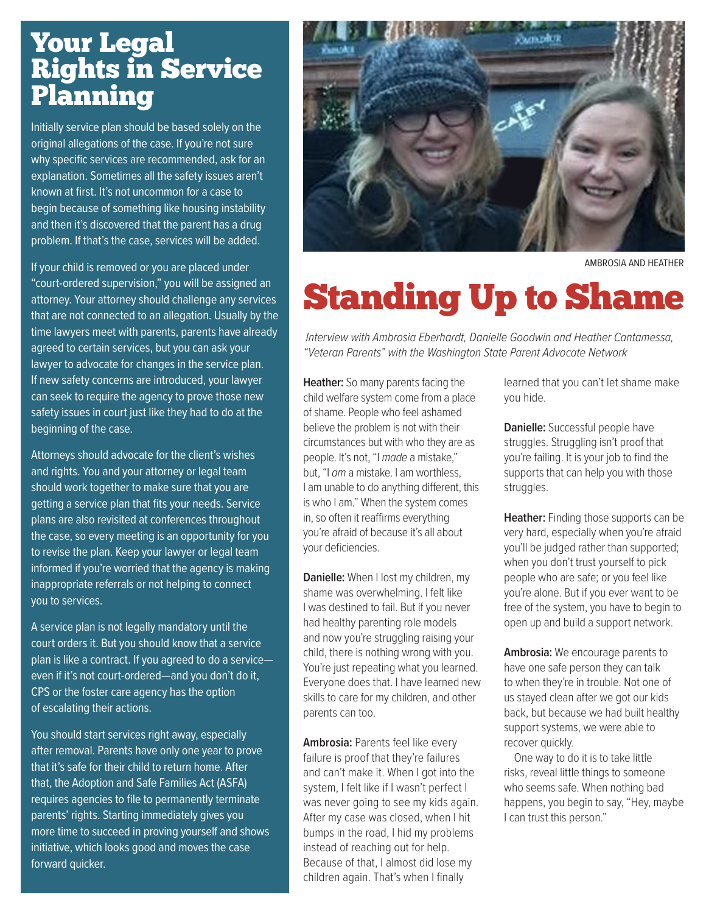# Your Legal Rights in Service Planning

Initially service plan should be based solely on the original allegations of the case. If you're not sure why specific services are recommended, ask for an explanation. Sometimes all the safety issues aren't known at first. It's not uncommon for a case to begin because of something like housing instability and then it's discovered that the parent has a drug problem. If that's the case, services will be added.

If your child is removed or you are placed under "court-ordered supervision," you will be assigned an attorney. Your attorney should challenge any services that are not connected to an allegation. Usually by the time lawyers meet with parents, parents have already agreed to certain services, but you can ask your lawyer to advocate for changes in the service plan. If new safety concerns are introduced, your lawyer can seek to require the agency to prove those new safety issues in court just like they had to do at the beginning of the case.

Attorneys should advocate for the client's wishes and rights. You and your attorney or legal team should work together to make sure that you are getting a service plan that fits your needs. Service plans are also revisited at conferences throughout the case, so every meeting is an opportunity for you to revise the plan. Keep your lawyer or legal team informed if you're worried that the agency is making inappropriate referrals or not helping to connect you to services.

A service plan is not legally mandatory until the court orders it. But you should know that a service plan is like a contract. If you agreed to do a service—even if it's not court-ordered—and you don't do it, CPS or the foster care agency has the option of escalating their actions.

You should start services right away, especially after removal. Parents have only one year to prove that it's safe for their child to return home. After that, the Adoption and Safe Families Act (ASFA) requires agencies to file to permanently terminate parents' rights. Starting immediately gives you more time to succeed in proving yourself and shows initiative, which looks good and moves the case forward quicker.

AMBROSIA AND HEATHER

# Standing Up to Shame

*Interview with Ambrosia Eberhardt, Danielle Goodwin and Heather Cantamessa, "Veteran Parents" with the Washington State Parent Advocate Network*

**Heather:** So many parents facing the child welfare system come from a place of shame. People who feel ashamed believe the problem is not with their circumstances but with who they are as people. It's not, "I *made* a mistake," but, "I *am* a mistake. I am worthless, I am unable to do anything different, this is who I am." When the system comes in, so often it reaffirms everything you're afraid of because it's all about your deficiencies.

**Danielle:** When I lost my children, my shame was overwhelming. I felt like I was destined to fail. But if you never had healthy parenting role models and now you're struggling raising your child, there is nothing wrong with you. You're just repeating what you learned. Everyone does that. I have learned new skills to care for my children, and other parents can too.

**Ambrosia:** Parents feel like every failure is proof that they're failures and can't make it. When I got into the system, I felt like if I wasn't perfect I was never going to see my kids again. After my case was closed, when I hit bumps in the road, I hid my problems instead of reaching out for help. Because of that, I almost did lose my children again. That's when I finally learned that you can't let shame make you hide.

**Danielle:** Successful people have struggles. Struggling isn't proof that you're failing. It is your job to find the supports that can help you with those struggles.

**Heather:** Finding those supports can be very hard, especially when you're afraid you'll be judged rather than supported; when you don't trust yourself to pick people who are safe; or you feel like you're alone. But if you ever want to be free of the system, you have to begin to open up and build a support network.

**Ambrosia:** We encourage parents to have one safe person they can talk to when they're in trouble. Not one of us stayed clean after we got our kids back, but because we had built healthy support systems, we were able to recover quickly.

One way to do it is to take little risks, reveal little things to someone who seems safe. When nothing bad happens, you begin to say, "Hey, maybe I can trust this person."